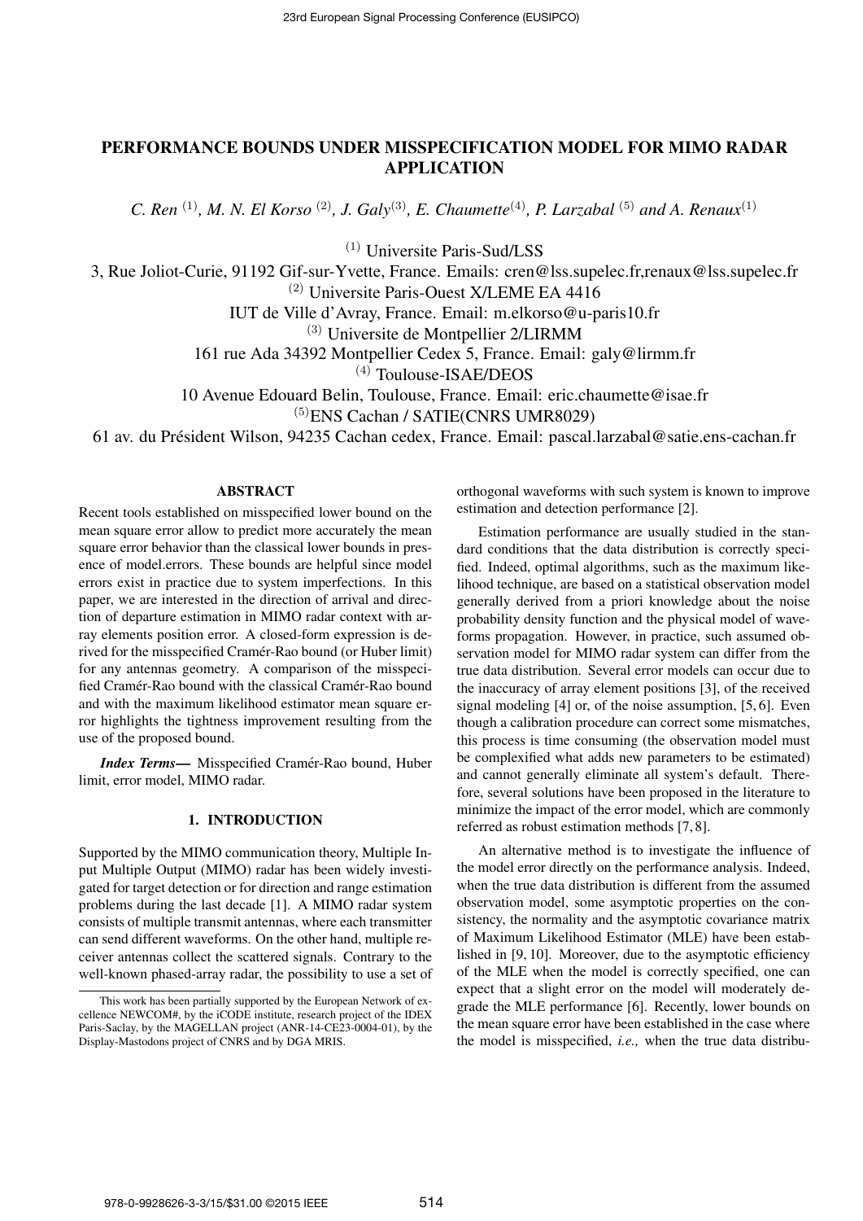# PERFORMANCE BOUNDS UNDER MISSPECIFICATION MODEL FOR MIMO RADAR APPLICATION

*C. Ren* [(1)], *M. N. El Korso* [(2)], *J. Galy*[(3)], *E. Chaumette*[(4)], *P. Larzabal* [(5)] *and A. Renaux*[(1)]

[(1)] Universite Paris-Sud/LSS
3, Rue Joliot-Curie, 91192 Gif-sur-Yvette, France. Emails: cren@lss.supelec.fr,renaux@lss.supelec.fr
[(2)] Universite Paris-Ouest X/LEME EA 4416
IUT de Ville d'Avray, France. Email: m.elkorso@u-paris10.fr
[(3)] Universite de Montpellier 2/LIRMM
161 rue Ada 34392 Montpellier Cedex 5, France. Email: galy@lirmm.fr
[(4)] Toulouse-ISAE/DEOS
10 Avenue Edouard Belin, Toulouse, France. Email: eric.chaumette@isae.fr
[(5)]ENS Cachan / SATIE(CNRS UMR8029)
61 av. du Président Wilson, 94235 Cachan cedex, France. Email: pascal.larzabal@satie.ens-cachan.fr

## ABSTRACT

Recent tools established on misspecified lower bound on the mean square error allow to predict more accurately the mean square error behavior than the classical lower bounds in presence of model.errors. These bounds are helpful since model errors exist in practice due to system imperfections. In this paper, we are interested in the direction of arrival and direction of departure estimation in MIMO radar context with array elements position error. A closed-form expression is derived for the misspecified Cramér-Rao bound (or Huber limit) for any antennas geometry. A comparison of the misspecified Cramér-Rao bound with the classical Cramér-Rao bound and with the maximum likelihood estimator mean square error highlights the tightness improvement resulting from the use of the proposed bound.

***Index Terms*—** Misspecified Cramér-Rao bound, Huber limit, error model, MIMO radar.

## 1. INTRODUCTION

Supported by the MIMO communication theory, Multiple Input Multiple Output (MIMO) radar has been widely investigated for target detection or for direction and range estimation problems during the last decade [1]. A MIMO radar system consists of multiple transmit antennas, where each transmitter can send different waveforms. On the other hand, multiple receiver antennas collect the scattered signals. Contrary to the well-known phased-array radar, the possibility to use a set of orthogonal waveforms with such system is known to improve estimation and detection performance [2].

Estimation performance are usually studied in the standard conditions that the data distribution is correctly specified. Indeed, optimal algorithms, such as the maximum likelihood technique, are based on a statistical observation model generally derived from a priori knowledge about the noise probability density function and the physical model of waveforms propagation. However, in practice, such assumed observation model for MIMO radar system can differ from the true data distribution. Several error models can occur due to the inaccuracy of array element positions [3], of the received signal modeling [4] or, of the noise assumption, [5, 6]. Even though a calibration procedure can correct some mismatches, this process is time consuming (the observation model must be complexified what adds new parameters to be estimated) and cannot generally eliminate all system's default. Therefore, several solutions have been proposed in the literature to minimize the impact of the error model, which are commonly referred as robust estimation methods [7, 8].

An alternative method is to investigate the influence of the model error directly on the performance analysis. Indeed, when the true data distribution is different from the assumed observation model, some asymptotic properties on the consistency, the normality and the asymptotic covariance matrix of Maximum Likelihood Estimator (MLE) have been established in [9, 10]. Moreover, due to the asymptotic efficiency of the MLE when the model is correctly specified, one can expect that a slight error on the model will moderately degrade the MLE performance [6]. Recently, lower bounds on the mean square error have been established in the case where the model is misspecified, *i.e.,* when the true data distribu-

This work has been partially supported by the European Network of excellence NEWCOM#, by the iCODE institute, research project of the IDEX Paris-Saclay, by the MAGELLAN project (ANR-14-CE23-0004-01), by the Display-Mastodons project of CNRS and by DGA MRIS.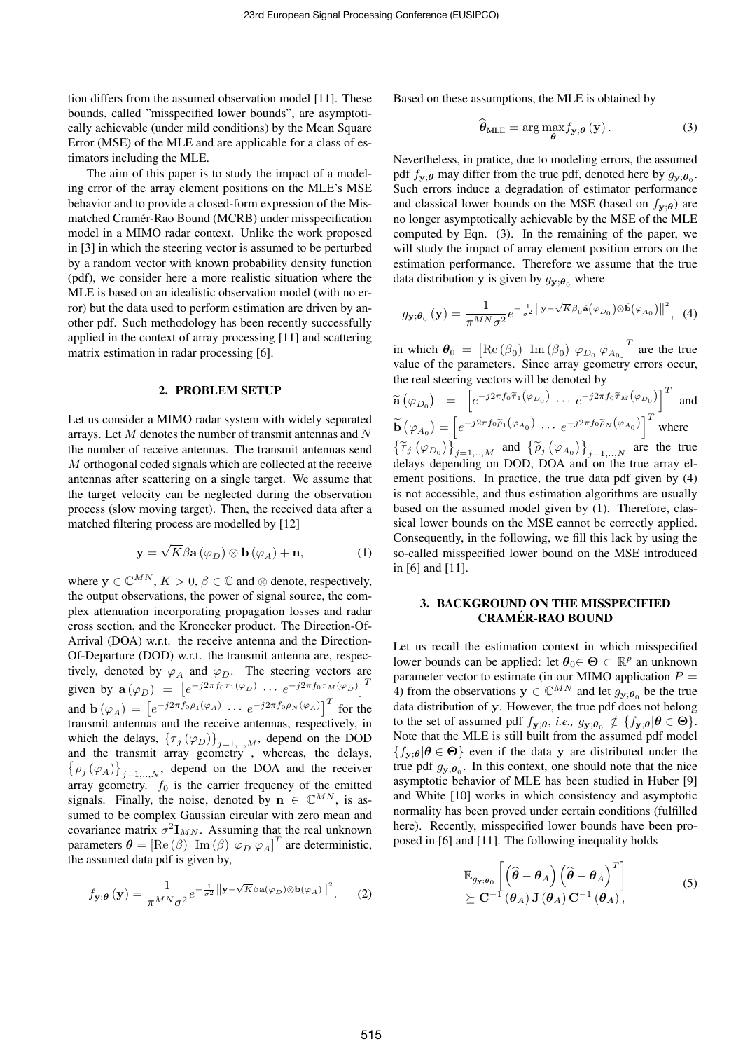tion differs from the assumed observation model [11]. These bounds, called "misspecified lower bounds", are asymptotically achievable (under mild conditions) by the Mean Square Error (MSE) of the MLE and are applicable for a class of estimators including the MLE.

The aim of this paper is to study the impact of a modeling error of the array element positions on the MLE's MSE behavior and to provide a closed-form expression of the Mismatched Cramér-Rao Bound (MCRB) under misspecification model in a MIMO radar context. Unlike the work proposed in [3] in which the steering vector is assumed to be perturbed by a random vector with known probability density function (pdf), we consider here a more realistic situation where the MLE is based on an idealistic observation model (with no error) but the data used to perform estimation are driven by another pdf. Such methodology has been recently successfully applied in the context of array processing [11] and scattering matrix estimation in radar processing [6].

## 2. PROBLEM SETUP

Let us consider a MIMO radar system with widely separated arrays. Let $M$ denotes the number of transmit antennas and $N$ the number of receive antennas. The transmit antennas send $M$ orthogonal coded signals which are collected at the receive antennas after scattering on a single target. We assume that the target velocity can be neglected during the observation process (slow moving target). Then, the received data after a matched filtering process are modelled by [12]

$$\mathbf{y} = \sqrt{K}\beta\mathbf{a}(\varphi_D) \otimes \mathbf{b}(\varphi_A) + \mathbf{n}, \tag{1}$$

where $\mathbf{y} \in \mathbb{C}^{MN}$, $K > 0$, $\beta \in \mathbb{C}$ and $\otimes$ denote, respectively, the output observations, the power of signal source, the complex attenuation incorporating propagation losses and radar cross section, and the Kronecker product. The Direction-Of-Arrival (DOA) w.r.t. the receive antenna and the Direction-Of-Departure (DOD) w.r.t. the transmit antenna are, respectively, denoted by $\varphi_A$ and $\varphi_D$. The steering vectors are given by $\mathbf{a}(\varphi_D) = \left[e^{-j2\pi f_0 \tau_1(\varphi_D)} \, \dots \, e^{-j2\pi f_0 \tau_M(\varphi_D)}\right]^T$ and $\mathbf{b}(\varphi_A) = \left[e^{-j2\pi f_0 \rho_1(\varphi_A)} \, \dots \, e^{-j2\pi f_0 \rho_N(\varphi_A)}\right]^T$ for the transmit antennas and the receive antennas, respectively, in which the delays, $\{\tau_j(\varphi_D)\}_{j=1,..,M}$, depend on the DOD and the transmit array geometry , whereas, the delays, $\{\rho_j(\varphi_A)\}_{j=1,..,N}$, depend on the DOA and the receiver array geometry. $f_0$ is the carrier frequency of the emitted signals. Finally, the noise, denoted by $\mathbf{n} \in \mathbb{C}^{MN}$, is assumed to be complex Gaussian circular with zero mean and covariance matrix $\sigma^2 \mathbf{I}_{MN}$. Assuming that the real unknown parameters $\boldsymbol{\theta} = [\mathrm{Re}(\beta) \ \mathrm{Im}(\beta) \ \varphi_D \ \varphi_A]^T$ are deterministic, the assumed data pdf is given by,

$$f_{\mathbf{y};\boldsymbol{\theta}}(\mathbf{y}) = \frac{1}{\pi^{MN}\sigma^2} e^{-\frac{1}{\sigma^2}\left\|\mathbf{y} - \sqrt{K}\beta\mathbf{a}(\varphi_D)\otimes\mathbf{b}(\varphi_A)\right\|^2}. \tag{2}$$

Based on these assumptions, the MLE is obtained by

$$\widehat{\boldsymbol{\theta}}_{\mathrm{MLE}} = \arg\max_{\boldsymbol{\theta}} f_{\mathbf{y};\boldsymbol{\theta}}(\mathbf{y}). \tag{3}$$

Nevertheless, in pratice, due to modeling errors, the assumed pdf $f_{\mathbf{y};\boldsymbol{\theta}}$ may differ from the true pdf, denoted here by $g_{\mathbf{y};\boldsymbol{\theta}_0}$. Such errors induce a degradation of estimator performance and classical lower bounds on the MSE (based on $f_{\mathbf{y};\boldsymbol{\theta}}$) are no longer asymptotically achievable by the MSE of the MLE computed by Eqn. (3). In the remaining of the paper, we will study the impact of array element position errors on the estimation performance. Therefore we assume that the true data distribution $\mathbf{y}$ is given by $g_{\mathbf{y};\boldsymbol{\theta}_0}$ where

$$g_{\mathbf{y};\boldsymbol{\theta}_0}(\mathbf{y}) = \frac{1}{\pi^{MN}\sigma^2} e^{-\frac{1}{\sigma^2}\left\|\mathbf{y} - \sqrt{K}\beta_0\widetilde{\mathbf{a}}(\varphi_{D_0})\otimes\widetilde{\mathbf{b}}(\varphi_{A_0})\right\|^2}, \tag{4}$$

in which $\boldsymbol{\theta}_0 = \left[\mathrm{Re}(\beta_0) \ \mathrm{Im}(\beta_0) \ \varphi_{D_0} \ \varphi_{A_0}\right]^T$ are the true value of the parameters. Since array geometry errors occur, the real steering vectors will be denoted by $\widetilde{\mathbf{a}}(\varphi_{D_0}) = \left[e^{-j2\pi f_0 \widetilde{\tau}_1(\varphi_{D_0})} \, \dots \, e^{-j2\pi f_0 \widetilde{\tau}_M(\varphi_{D_0})}\right]^T$ and $\widetilde{\mathbf{b}}(\varphi_{A_0}) = \left[e^{-j2\pi f_0 \widetilde{\rho}_1(\varphi_{A_0})} \, \dots \, e^{-j2\pi f_0 \widetilde{\rho}_N(\varphi_{A_0})}\right]^T$ where $\{\widetilde{\tau}_j(\varphi_{D_0})\}_{j=1,..,M}$ and $\{\widetilde{\rho}_j(\varphi_{A_0})\}_{j=1,..,N}$ are the true delays depending on DOD, DOA and on the true array element positions. In practice, the true data pdf given by (4) is not accessible, and thus estimation algorithms are usually based on the assumed model given by (1). Therefore, classical lower bounds on the MSE cannot be correctly applied. Consequently, in the following, we fill this lack by using the so-called misspecified lower bound on the MSE introduced in [6] and [11].

## 3. BACKGROUND ON THE MISSPECIFIED CRAMÉR-RAO BOUND

Let us recall the estimation context in which misspecified lower bounds can be applied: let $\boldsymbol{\theta}_0 \in \boldsymbol{\Theta} \subset \mathbb{R}^p$ an unknown parameter vector to estimate (in our MIMO application $P = 4$) from the observations $\mathbf{y} \in \mathbb{C}^{MN}$ and let $g_{\mathbf{y};\boldsymbol{\theta}_0}$ be the true data distribution of $\mathbf{y}$. However, the true pdf does not belong to the set of assumed pdf $f_{\mathbf{y};\boldsymbol{\theta}}$, *i.e.*, $g_{\mathbf{y};\boldsymbol{\theta}_0} \notin \{f_{\mathbf{y};\boldsymbol{\theta}} | \boldsymbol{\theta} \in \boldsymbol{\Theta}\}$. Note that the MLE is still built from the assumed pdf model $\{f_{\mathbf{y};\boldsymbol{\theta}} | \boldsymbol{\theta} \in \boldsymbol{\Theta}\}$ even if the data $\mathbf{y}$ are distributed under the true pdf $g_{\mathbf{y};\boldsymbol{\theta}_0}$. In this context, one should note that the nice asymptotic behavior of MLE has been studied in Huber [9] and White [10] works in which consistency and asymptotic normality has been proved under certain conditions (fulfilled here). Recently, misspecified lower bounds have been proposed in [6] and [11]. The following inequality holds

$$\begin{aligned}
&\mathbb{E}_{g_{\mathbf{y};\boldsymbol{\theta}_0}}\left[\left(\widehat{\boldsymbol{\theta}} - \boldsymbol{\theta}_A\right)\left(\widehat{\boldsymbol{\theta}} - \boldsymbol{\theta}_A\right)^T\right] \\
&\succeq \mathbf{C}^{-1}(\boldsymbol{\theta}_A)\,\mathbf{J}(\boldsymbol{\theta}_A)\,\mathbf{C}^{-1}(\boldsymbol{\theta}_A),
\end{aligned} \tag{5}$$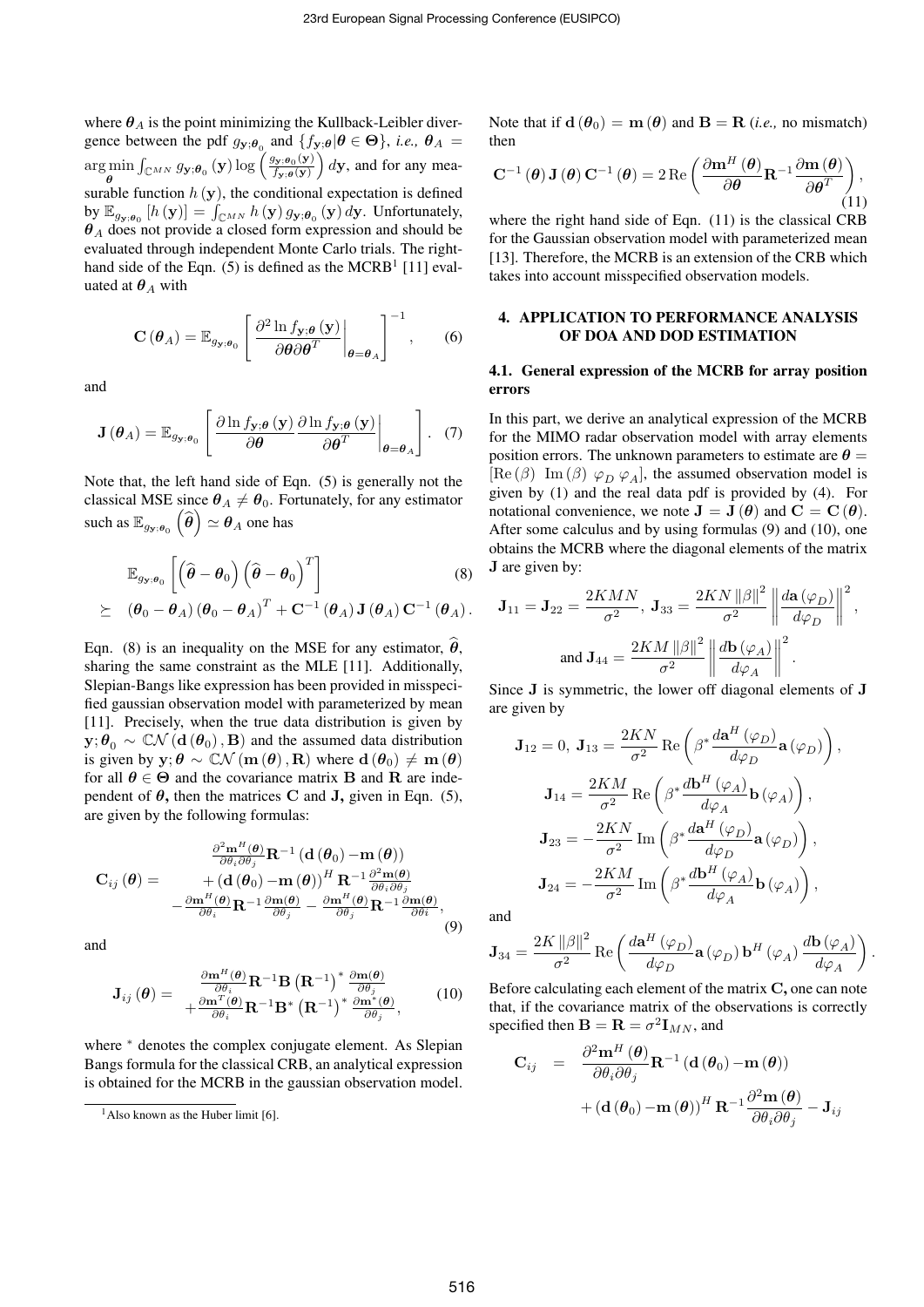where $\boldsymbol{\theta}_A$ is the point minimizing the Kullback-Leibler divergence between the pdf $g_{\mathbf{y};\boldsymbol{\theta}_0}$ and $\{f_{\mathbf{y};\boldsymbol{\theta}}|\boldsymbol{\theta} \in \boldsymbol{\Theta}\}$, *i.e.,* $\boldsymbol{\theta}_A = \arg\min_{\boldsymbol{\theta}} \int_{\mathbb{C}^{MN}} g_{\mathbf{y};\boldsymbol{\theta}_0}(\mathbf{y}) \log\left(\frac{g_{\mathbf{y};\boldsymbol{\theta}_0}(\mathbf{y})}{f_{\mathbf{y};\boldsymbol{\theta}}(\mathbf{y})}\right) d\mathbf{y}$, and for any measurable function $h(\mathbf{y})$, the conditional expectation is defined by $\mathbb{E}_{g_{\mathbf{y};\boldsymbol{\theta}_0}}[h(\mathbf{y})] = \int_{\mathbb{C}^{MN}} h(\mathbf{y})\, g_{\mathbf{y};\boldsymbol{\theta}_0}(\mathbf{y})\, d\mathbf{y}$. Unfortunately, $\boldsymbol{\theta}_A$ does not provide a closed form expression and should be evaluated through independent Monte Carlo trials. The right-hand side of the Eqn. (5) is defined as the MCRB[1] [11] evaluated at $\boldsymbol{\theta}_A$ with

$$\mathbf{C}(\boldsymbol{\theta}_A) = \mathbb{E}_{g_{\mathbf{y};\boldsymbol{\theta}_0}}\left[\left.\frac{\partial^2 \ln f_{\mathbf{y};\boldsymbol{\theta}}(\mathbf{y})}{\partial\boldsymbol{\theta}\partial\boldsymbol{\theta}^T}\right|_{\boldsymbol{\theta}=\boldsymbol{\theta}_A}\right]^{-1}, \quad (6)$$

and

$$\mathbf{J}(\boldsymbol{\theta}_A) = \mathbb{E}_{g_{\mathbf{y};\boldsymbol{\theta}_0}}\left[\left.\frac{\partial \ln f_{\mathbf{y};\boldsymbol{\theta}}(\mathbf{y})}{\partial\boldsymbol{\theta}}\frac{\partial \ln f_{\mathbf{y};\boldsymbol{\theta}}(\mathbf{y})}{\partial\boldsymbol{\theta}^T}\right|_{\boldsymbol{\theta}=\boldsymbol{\theta}_A}\right]. \quad (7)$$

Note that, the left hand side of Eqn. (5) is generally not the classical MSE since $\boldsymbol{\theta}_A \neq \boldsymbol{\theta}_0$. Fortunately, for any estimator such as $\mathbb{E}_{g_{\mathbf{y};\boldsymbol{\theta}_0}}\left(\widehat{\boldsymbol{\theta}}\right) \simeq \boldsymbol{\theta}_A$ one has

$$\begin{aligned} &\mathbb{E}_{g_{\mathbf{y};\boldsymbol{\theta}_0}}\left[\left(\widehat{\boldsymbol{\theta}}-\boldsymbol{\theta}_0\right)\left(\widehat{\boldsymbol{\theta}}-\boldsymbol{\theta}_0\right)^T\right] \quad (8)\\ \succeq \quad &(\boldsymbol{\theta}_0-\boldsymbol{\theta}_A)(\boldsymbol{\theta}_0-\boldsymbol{\theta}_A)^T + \mathbf{C}^{-1}(\boldsymbol{\theta}_A)\,\mathbf{J}(\boldsymbol{\theta}_A)\,\mathbf{C}^{-1}(\boldsymbol{\theta}_A). \end{aligned}$$

Eqn. (8) is an inequality on the MSE for any estimator, $\widehat{\boldsymbol{\theta}}$, sharing the same constraint as the MLE [11]. Additionally, Slepian-Bangs like expression has been provided in misspecified gaussian observation model with parameterized by mean [11]. Precisely, when the true data distribution is given by $\mathbf{y};\boldsymbol{\theta}_0 \sim \mathbb{CN}(\mathbf{d}(\boldsymbol{\theta}_0), \mathbf{B})$ and the assumed data distribution is given by $\mathbf{y};\boldsymbol{\theta} \sim \mathbb{CN}(\mathbf{m}(\boldsymbol{\theta}), \mathbf{R})$ where $\mathbf{d}(\boldsymbol{\theta}_0) \neq \mathbf{m}(\boldsymbol{\theta})$ for all $\boldsymbol{\theta} \in \boldsymbol{\Theta}$ and the covariance matrix $\mathbf{B}$ and $\mathbf{R}$ are independent of $\boldsymbol{\theta}$, then the matrices $\mathbf{C}$ and $\mathbf{J}$, given in Eqn. (5), are given by the following formulas:

$$\mathbf{C}_{ij}(\boldsymbol{\theta}) = \begin{array}{c} \frac{\partial^2 \mathbf{m}^H(\boldsymbol{\theta})}{\partial\theta_i\partial\theta_j}\mathbf{R}^{-1}(\mathbf{d}(\boldsymbol{\theta}_0)-\mathbf{m}(\boldsymbol{\theta})) \\ +(\mathbf{d}(\boldsymbol{\theta}_0)-\mathbf{m}(\boldsymbol{\theta}))^H\mathbf{R}^{-1}\frac{\partial^2\mathbf{m}(\boldsymbol{\theta})}{\partial\theta_i\partial\theta_j} \\ -\frac{\partial\mathbf{m}^H(\boldsymbol{\theta})}{\partial\theta_i}\mathbf{R}^{-1}\frac{\partial\mathbf{m}(\boldsymbol{\theta})}{\partial\theta_j} - \frac{\partial\mathbf{m}^H(\boldsymbol{\theta})}{\partial\theta_j}\mathbf{R}^{-1}\frac{\partial\mathbf{m}(\boldsymbol{\theta})}{\partial\theta_i}, \end{array} \quad (9)$$

and

$$\mathbf{J}_{ij}(\boldsymbol{\theta}) = \begin{array}{c} \frac{\partial\mathbf{m}^H(\boldsymbol{\theta})}{\partial\theta_i}\mathbf{R}^{-1}\mathbf{B}\left(\mathbf{R}^{-1}\right)^*\frac{\partial\mathbf{m}(\boldsymbol{\theta})}{\partial\theta_j} \\ +\frac{\partial\mathbf{m}^T(\boldsymbol{\theta})}{\partial\theta_i}\mathbf{R}^{-1}\mathbf{B}^*\left(\mathbf{R}^{-1}\right)^*\frac{\partial\mathbf{m}^*(\boldsymbol{\theta})}{\partial\theta_j}, \end{array} \quad (10)$$

where $^*$ denotes the complex conjugate element. As Slepian Bangs formula for the classical CRB, an analytical expression is obtained for the MCRB in the gaussian observation model.

[1] Also known as the Huber limit [6].

Note that if $\mathbf{d}(\boldsymbol{\theta}_0) = \mathbf{m}(\boldsymbol{\theta})$ and $\mathbf{B} = \mathbf{R}$ (*i.e.,* no mismatch) then

$$\mathbf{C}^{-1}(\boldsymbol{\theta})\,\mathbf{J}(\boldsymbol{\theta})\,\mathbf{C}^{-1}(\boldsymbol{\theta}) = 2\,\mathrm{Re}\left(\frac{\partial\mathbf{m}^H(\boldsymbol{\theta})}{\partial\boldsymbol{\theta}}\mathbf{R}^{-1}\frac{\partial\mathbf{m}(\boldsymbol{\theta})}{\partial\boldsymbol{\theta}^T}\right), \quad (11)$$

where the right hand side of Eqn. (11) is the classical CRB for the Gaussian observation model with parameterized mean [13]. Therefore, the MCRB is an extension of the CRB which takes into account misspecified observation models.

## 4. APPLICATION TO PERFORMANCE ANALYSIS OF DOA AND DOD ESTIMATION

### 4.1. General expression of the MCRB for array position errors

In this part, we derive an analytical expression of the MCRB for the MIMO radar observation model with array elements position errors. The unknown parameters to estimate are $\boldsymbol{\theta} = [\mathrm{Re}(\beta)\ \mathrm{Im}(\beta)\ \varphi_D\ \varphi_A]$, the assumed observation model is given by (1) and the real data pdf is provided by (4). For notational convenience, we note $\mathbf{J} = \mathbf{J}(\boldsymbol{\theta})$ and $\mathbf{C} = \mathbf{C}(\boldsymbol{\theta})$. After some calculus and by using formulas (9) and (10), one obtains the MCRB where the diagonal elements of the matrix $\mathbf{J}$ are given by:

$$\mathbf{J}_{11} = \mathbf{J}_{22} = \frac{2KMN}{\sigma^2},\ \mathbf{J}_{33} = \frac{2KN\|\beta\|^2}{\sigma^2}\left\|\frac{d\mathbf{a}(\varphi_D)}{d\varphi_D}\right\|^2,$$

$$\text{and } \mathbf{J}_{44} = \frac{2KM\|\beta\|^2}{\sigma^2}\left\|\frac{d\mathbf{b}(\varphi_A)}{d\varphi_A}\right\|^2.$$

Since $\mathbf{J}$ is symmetric, the lower off diagonal elements of $\mathbf{J}$ are given by

$$\mathbf{J}_{12} = 0,\ \mathbf{J}_{13} = \frac{2KN}{\sigma^2}\mathrm{Re}\left(\beta^*\frac{d\mathbf{a}^H(\varphi_D)}{d\varphi_D}\mathbf{a}(\varphi_D)\right),$$

$$\mathbf{J}_{14} = \frac{2KM}{\sigma^2}\mathrm{Re}\left(\beta^*\frac{d\mathbf{b}^H(\varphi_A)}{d\varphi_A}\mathbf{b}(\varphi_A)\right),$$

$$\mathbf{J}_{23} = -\frac{2KN}{\sigma^2}\mathrm{Im}\left(\beta^*\frac{d\mathbf{a}^H(\varphi_D)}{d\varphi_D}\mathbf{a}(\varphi_D)\right),$$

$$\mathbf{J}_{24} = -\frac{2KM}{\sigma^2}\mathrm{Im}\left(\beta^*\frac{d\mathbf{b}^H(\varphi_A)}{d\varphi_A}\mathbf{b}(\varphi_A)\right),$$

and

$$\mathbf{J}_{34} = \frac{2K\|\beta\|^2}{\sigma^2}\mathrm{Re}\left(\frac{d\mathbf{a}^H(\varphi_D)}{d\varphi_D}\mathbf{a}(\varphi_D)\,\mathbf{b}^H(\varphi_A)\frac{d\mathbf{b}(\varphi_A)}{d\varphi_A}\right).$$

Before calculating each element of the matrix $\mathbf{C}$, one can note that, if the covariance matrix of the observations is correctly specified then $\mathbf{B} = \mathbf{R} = \sigma^2\mathbf{I}_{MN}$, and

$$\begin{aligned} \mathbf{C}_{ij} \quad = \quad &\frac{\partial^2\mathbf{m}^H(\boldsymbol{\theta})}{\partial\theta_i\partial\theta_j}\mathbf{R}^{-1}(\mathbf{d}(\boldsymbol{\theta}_0)-\mathbf{m}(\boldsymbol{\theta})) \\ &+(\mathbf{d}(\boldsymbol{\theta}_0)-\mathbf{m}(\boldsymbol{\theta}))^H\mathbf{R}^{-1}\frac{\partial^2\mathbf{m}(\boldsymbol{\theta})}{\partial\theta_i\partial\theta_j} - \mathbf{J}_{ij} \end{aligned}$$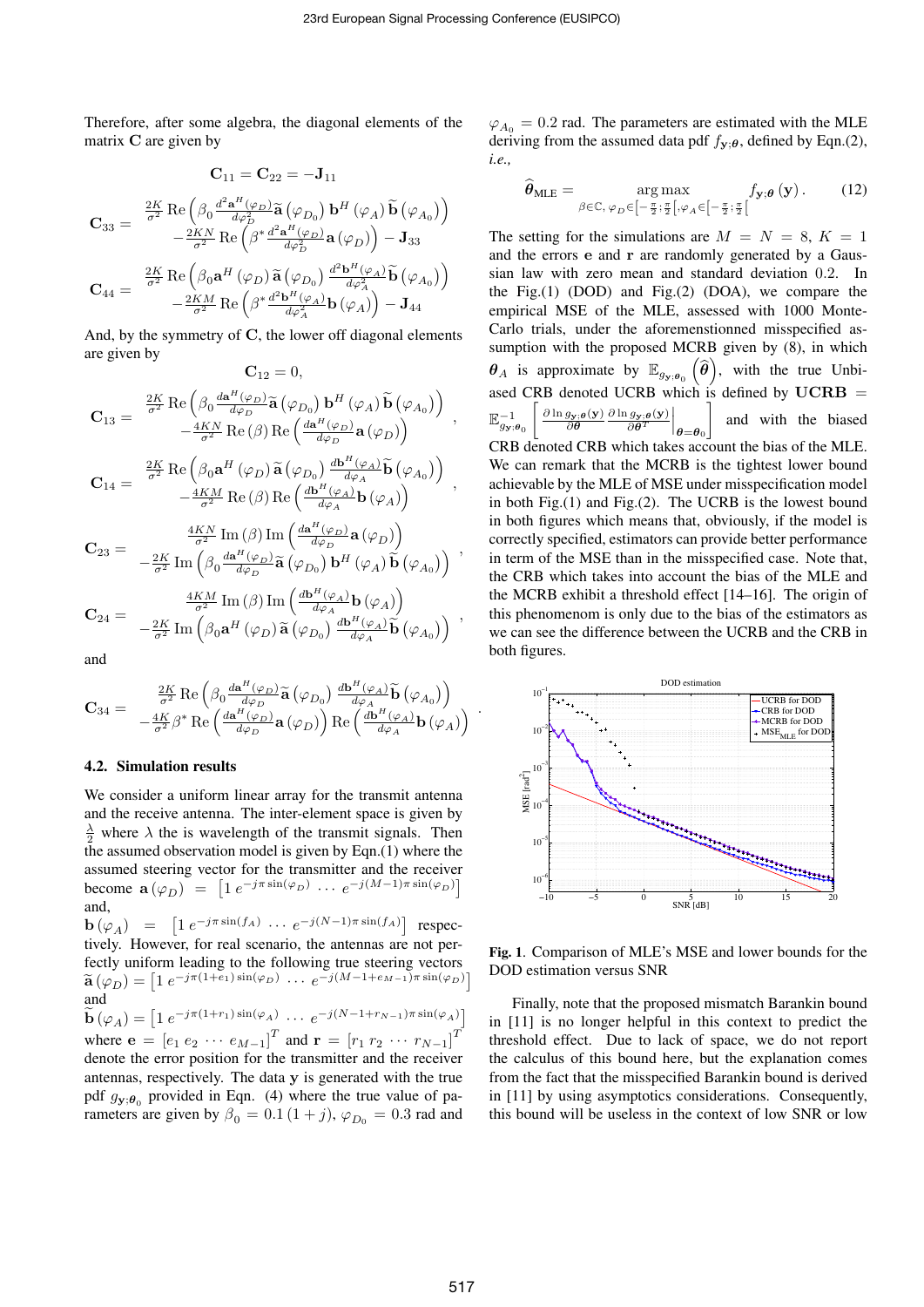Therefore, after some algebra, the diagonal elements of the matrix $\mathbf{C}$ are given by

$$\mathbf{C}_{11} = \mathbf{C}_{22} = -\mathbf{J}_{11}$$

$$\mathbf{C}_{33} = \begin{array}{c} \frac{2K}{\sigma^2}\operatorname{Re}\left(\beta_0 \frac{d^2\mathbf{a}^H(\varphi_D)}{d\varphi_D^2}\widetilde{\mathbf{a}}\left(\varphi_{D_0}\right)\mathbf{b}^H\left(\varphi_A\right)\widetilde{\mathbf{b}}\left(\varphi_{A_0}\right)\right) \\ -\frac{2KN}{\sigma^2}\operatorname{Re}\left(\beta^* \frac{d^2\mathbf{a}^H(\varphi_D)}{d\varphi_D^2}\mathbf{a}\left(\varphi_D\right)\right) - \mathbf{J}_{33} \end{array}$$

$$\mathbf{C}_{44} = \begin{array}{c} \frac{2K}{\sigma^2}\operatorname{Re}\left(\beta_0 \mathbf{a}^H\left(\varphi_D\right)\widetilde{\mathbf{a}}\left(\varphi_{D_0}\right)\frac{d^2\mathbf{b}^H(\varphi_A)}{d\varphi_A^2}\widetilde{\mathbf{b}}\left(\varphi_{A_0}\right)\right) \\ -\frac{2KM}{\sigma^2}\operatorname{Re}\left(\beta^* \frac{d^2\mathbf{b}^H(\varphi_A)}{d\varphi_A^2}\mathbf{b}\left(\varphi_A\right)\right) - \mathbf{J}_{44} \end{array}$$

And, by the symmetry of $\mathbf{C}$, the lower off diagonal elements are given by

$$\mathbf{C}_{12} = 0,$$

$$\mathbf{C}_{13} = \begin{array}{c} \frac{2K}{\sigma^2}\operatorname{Re}\left(\beta_0 \frac{d\mathbf{a}^H(\varphi_D)}{d\varphi_D}\widetilde{\mathbf{a}}\left(\varphi_{D_0}\right)\mathbf{b}^H\left(\varphi_A\right)\widetilde{\mathbf{b}}\left(\varphi_{A_0}\right)\right) \\ -\frac{4KN}{\sigma^2}\operatorname{Re}\left(\beta\right)\operatorname{Re}\left(\frac{d\mathbf{a}^H(\varphi_D)}{d\varphi_D}\mathbf{a}\left(\varphi_D\right)\right) \end{array},$$

$$\mathbf{C}_{14} = \begin{array}{c} \frac{2K}{\sigma^2}\operatorname{Re}\left(\beta_0 \mathbf{a}^H\left(\varphi_D\right)\widetilde{\mathbf{a}}\left(\varphi_{D_0}\right)\frac{d\mathbf{b}^H(\varphi_A)}{d\varphi_A}\widetilde{\mathbf{b}}\left(\varphi_{A_0}\right)\right) \\ -\frac{4KM}{\sigma^2}\operatorname{Re}\left(\beta\right)\operatorname{Re}\left(\frac{d\mathbf{b}^H(\varphi_A)}{d\varphi_A}\mathbf{b}\left(\varphi_A\right)\right) \end{array},$$

$$\mathbf{C}_{23} = \begin{array}{c} \frac{4KN}{\sigma^2}\operatorname{Im}\left(\beta\right)\operatorname{Im}\left(\frac{d\mathbf{a}^H(\varphi_D)}{d\varphi_D}\mathbf{a}\left(\varphi_D\right)\right) \\ -\frac{2K}{\sigma^2}\operatorname{Im}\left(\beta_0 \frac{d\mathbf{a}^H(\varphi_D)}{d\varphi_D}\widetilde{\mathbf{a}}\left(\varphi_{D_0}\right)\mathbf{b}^H\left(\varphi_A\right)\widetilde{\mathbf{b}}\left(\varphi_{A_0}\right)\right) \end{array},$$

$$\mathbf{C}_{24} = \begin{array}{c} \frac{4KM}{\sigma^2}\operatorname{Im}\left(\beta\right)\operatorname{Im}\left(\frac{d\mathbf{b}^H(\varphi_A)}{d\varphi_A}\mathbf{b}\left(\varphi_A\right)\right) \\ -\frac{2K}{\sigma^2}\operatorname{Im}\left(\beta_0 \mathbf{a}^H\left(\varphi_D\right)\widetilde{\mathbf{a}}\left(\varphi_{D_0}\right)\frac{d\mathbf{b}^H(\varphi_A)}{d\varphi_A}\widetilde{\mathbf{b}}\left(\varphi_{A_0}\right)\right) \end{array},$$

and

$$\mathbf{C}_{34} = \begin{array}{c} \frac{2K}{\sigma^2}\operatorname{Re}\left(\beta_0 \frac{d\mathbf{a}^H(\varphi_D)}{d\varphi_D}\widetilde{\mathbf{a}}\left(\varphi_{D_0}\right)\frac{d\mathbf{b}^H(\varphi_A)}{d\varphi_A}\widetilde{\mathbf{b}}\left(\varphi_{A_0}\right)\right) \\ -\frac{4K}{\sigma^2}\beta^*\operatorname{Re}\left(\frac{d\mathbf{a}^H(\varphi_D)}{d\varphi_D}\mathbf{a}\left(\varphi_D\right)\right)\operatorname{Re}\left(\frac{d\mathbf{b}^H(\varphi_A)}{d\varphi_A}\mathbf{b}\left(\varphi_A\right)\right) \end{array}.$$

### 4.2. Simulation results

We consider a uniform linear array for the transmit antenna and the receive antenna. The inter-element space is given by $\frac{\lambda}{2}$ where $\lambda$ the is wavelength of the transmit signals. Then the assumed observation model is given by Eqn.(1) where the assumed steering vector for the transmitter and the receiver become $\mathbf{a}\left(\varphi_D\right) = \left[1\ e^{-j\pi\sin(\varphi_D)}\ \cdots\ e^{-j(M-1)\pi\sin(\varphi_D)}\right]$ and,
$\mathbf{b}\left(\varphi_A\right) = \left[1\ e^{-j\pi\sin(f_A)}\ \cdots\ e^{-j(N-1)\pi\sin(f_A)}\right]$ respectively. However, for real scenario, the antennas are not perfectly uniform leading to the following true steering vectors $\widetilde{\mathbf{a}}\left(\varphi_D\right) = \left[1\ e^{-j\pi(1+e_1)\sin(\varphi_D)}\ \cdots\ e^{-j(M-1+e_{M-1})\pi\sin(\varphi_D)}\right]$ and
$\widetilde{\mathbf{b}}\left(\varphi_A\right) = \left[1\ e^{-j\pi(1+r_1)\sin(\varphi_A)}\ \cdots\ e^{-j(N-1+r_{N-1})\pi\sin(\varphi_A)}\right]$ where $\mathbf{e} = \left[e_1\ e_2\ \cdots\ e_{M-1}\right]^T$ and $\mathbf{r} = \left[r_1\ r_2\ \cdots\ r_{N-1}\right]^T$ denote the error position for the transmitter and the receiver antennas, respectively. The data $\mathbf{y}$ is generated with the true pdf $g_{\mathbf{y};\boldsymbol{\theta}_0}$ provided in Eqn. (4) where the true value of parameters are given by $\beta_0 = 0.1\left(1+j\right)$, $\varphi_{D_0} = 0.3$ rad and $\varphi_{A_0} = 0.2$ rad. The parameters are estimated with the MLE deriving from the assumed data pdf $f_{\mathbf{y};\boldsymbol{\theta}}$, defined by Eqn.(2), *i.e.,*

$$\widehat{\boldsymbol{\theta}}_{\text{MLE}} = \underset{\beta\in\mathbb{C},\ \varphi_D\in\left[-\frac{\pi}{2};\frac{\pi}{2}\right[,\varphi_A\in\left[-\frac{\pi}{2};\frac{\pi}{2}\right[}{\arg\max} f_{\mathbf{y};\boldsymbol{\theta}}\left(\mathbf{y}\right). \quad (12)$$

The setting for the simulations are $M = N = 8$, $K = 1$ and the errors $\mathbf{e}$ and $\mathbf{r}$ are randomly generated by a Gaussian law with zero mean and standard deviation $0.2$. In the Fig.(1) (DOD) and Fig.(2) (DOA), we compare the empirical MSE of the MLE, assessed with 1000 Monte-Carlo trials, under the aforemenstionned misspecified assumption with the proposed MCRB given by (8), in which $\boldsymbol{\theta}_A$ is approximate by $\mathbb{E}_{g_{\mathbf{y};\boldsymbol{\theta}_0}}\left(\widehat{\boldsymbol{\theta}}\right)$, with the true Unbiased CRB denoted UCRB which is defined by $\mathbf{UCRB} = \mathbb{E}^{-1}_{g_{\mathbf{y};\boldsymbol{\theta}_0}}\left[\frac{\partial \ln g_{\mathbf{y};\boldsymbol{\theta}}(\mathbf{y})}{\partial\boldsymbol{\theta}}\frac{\partial \ln g_{\mathbf{y};\boldsymbol{\theta}}(\mathbf{y})}{\partial\boldsymbol{\theta}^T}\bigg|_{\boldsymbol{\theta}=\boldsymbol{\theta}_0}\right]$ and with the biased CRB denoted CRB which takes account the bias of the MLE. We can remark that the MCRB is the tightest lower bound achievable by the MLE of MSE under misspecification model in both Fig.(1) and Fig.(2). The UCRB is the lowest bound in both figures which means that, obviously, if the model is correctly specified, estimators can provide better performance in term of the MSE than in the misspecified case. Note that, the CRB which takes into account the bias of the MLE and the MCRB exhibit a threshold effect [14–16]. The origin of this phenomenom is only due to the bias of the estimators as we can see the difference between the UCRB and the CRB in both figures.

**Fig. 1**. Comparison of MLE's MSE and lower bounds for the DOD estimation versus SNR

Finally, note that the proposed mismatch Barankin bound in [11] is no longer helpful in this context to predict the threshold effect. Due to lack of space, we do not report the calculus of this bound here, but the explanation comes from the fact that the misspecified Barankin bound is derived in [11] by using asymptotics considerations. Consequently, this bound will be useless in the context of low SNR or low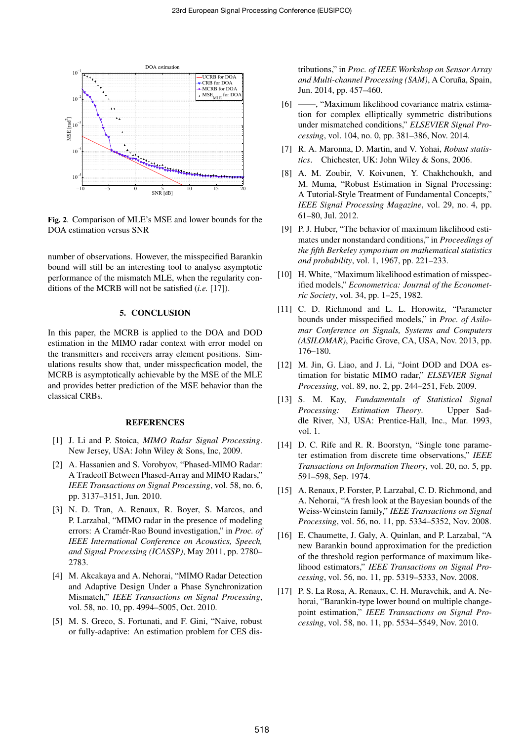DOA estimation

UCRB for DOA
CRB for DOA
MCRB for DOA
$MSE_{MLE}$ for DOA

MSE [rad$^2$]

$10^{-1}$
$10^{-2}$
$10^{-3}$
$10^{-4}$
$10^{-5}$

−10 −5 0 5 10 15 20

SNR [dB]

**Fig. 2**. Comparison of MLE's MSE and lower bounds for the DOA estimation versus SNR

number of observations. However, the misspecified Barankin bound will still be an interesting tool to analyse asymptotic performance of the mismatch MLE, when the regularity conditions of the MCRB will not be satisfied (*i.e.* [17]).

## 5. CONCLUSION

In this paper, the MCRB is applied to the DOA and DOD estimation in the MIMO radar context with error model on the transmitters and receivers array element positions. Simulations results show that, under misspecfication model, the MCRB is asymptotically achievable by the MSE of the MLE and provides better prediction of the MSE behavior than the classical CRBs.

## REFERENCES

[1] J. Li and P. Stoica, *MIMO Radar Signal Processing*. New Jersey, USA: John Wiley & Sons, Inc, 2009.

[2] A. Hassanien and S. Vorobyov, "Phased-MIMO Radar: A Tradeoff Between Phased-Array and MIMO Radars," *IEEE Transactions on Signal Processing*, vol. 58, no. 6, pp. 3137–3151, Jun. 2010.

[3] N. D. Tran, A. Renaux, R. Boyer, S. Marcos, and P. Larzabal, "MIMO radar in the presence of modeling errors: A Cramér-Rao Bound investigation," in *Proc. of IEEE International Conference on Acoustics, Speech, and Signal Processing (ICASSP)*, May 2011, pp. 2780–2783.

[4] M. Akcakaya and A. Nehorai, "MIMO Radar Detection and Adaptive Design Under a Phase Synchronization Mismatch," *IEEE Transactions on Signal Processing*, vol. 58, no. 10, pp. 4994–5005, Oct. 2010.

[5] M. S. Greco, S. Fortunati, and F. Gini, "Naive, robust or fully-adaptive: An estimation problem for CES distributions," in *Proc. of IEEE Workshop on Sensor Array and Multi-channel Processing (SAM)*, A Coruña, Spain, Jun. 2014, pp. 457–460.

[6] ——, "Maximum likelihood covariance matrix estimation for complex elliptically symmetric distributions under mismatched conditions," *ELSEVIER Signal Processing*, vol. 104, no. 0, pp. 381–386, Nov. 2014.

[7] R. A. Maronna, D. Martin, and V. Yohai, *Robust statistics*. Chichester, UK: John Wiley & Sons, 2006.

[8] A. M. Zoubir, V. Koivunen, Y. Chakhchoukh, and M. Muma, "Robust Estimation in Signal Processing: A Tutorial-Style Treatment of Fundamental Concepts," *IEEE Signal Processing Magazine*, vol. 29, no. 4, pp. 61–80, Jul. 2012.

[9] P. J. Huber, "The behavior of maximum likelihood estimates under nonstandard conditions," in *Proceedings of the fifth Berkeley symposium on mathematical statistics and probability*, vol. 1, 1967, pp. 221–233.

[10] H. White, "Maximum likelihood estimation of misspecified models," *Econometrica: Journal of the Econometric Society*, vol. 34, pp. 1–25, 1982.

[11] C. D. Richmond and L. L. Horowitz, "Parameter bounds under misspecified models," in *Proc. of Asilomar Conference on Signals, Systems and Computers (ASILOMAR)*, Pacific Grove, CA, USA, Nov. 2013, pp. 176–180.

[12] M. Jin, G. Liao, and J. Li, "Joint DOD and DOA estimation for bistatic MIMO radar," *ELSEVIER Signal Processing*, vol. 89, no. 2, pp. 244–251, Feb. 2009.

[13] S. M. Kay, *Fundamentals of Statistical Signal Processing: Estimation Theory*. Upper Saddle River, NJ, USA: Prentice-Hall, Inc., Mar. 1993, vol. 1.

[14] D. C. Rife and R. R. Boorstyn, "Single tone parameter estimation from discrete time observations," *IEEE Transactions on Information Theory*, vol. 20, no. 5, pp. 591–598, Sep. 1974.

[15] A. Renaux, P. Forster, P. Larzabal, C. D. Richmond, and A. Nehorai, "A fresh look at the Bayesian bounds of the Weiss-Weinstein family," *IEEE Transactions on Signal Processing*, vol. 56, no. 11, pp. 5334–5352, Nov. 2008.

[16] E. Chaumette, J. Galy, A. Quinlan, and P. Larzabal, "A new Barankin bound approximation for the prediction of the threshold region performance of maximum likelihood estimators," *IEEE Transactions on Signal Processing*, vol. 56, no. 11, pp. 5319–5333, Nov. 2008.

[17] P. S. La Rosa, A. Renaux, C. H. Muravchik, and A. Nehorai, "Barankin-type lower bound on multiple change-point estimation," *IEEE Transactions on Signal Processing*, vol. 58, no. 11, pp. 5534–5549, Nov. 2010.